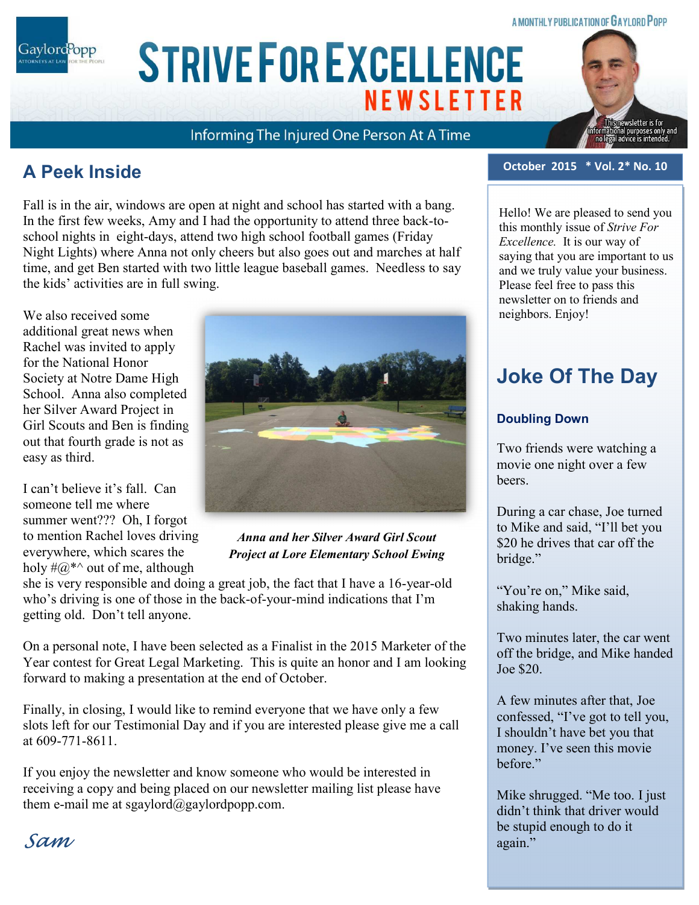A MONTHLY PUBLICATION OF GAYLORD POPP

# STRIVE FOR EXCELLENCE NEWSLETTER

Informing The Injured One Person At A Time

This newsletter is for informational purposes only and no legal advice is intended.

**October 2015 * Vol. 2* No. 10**

## A Peek Inside

Fall is in the air, windows are open at night and school has started with a bang. In the first few weeks, Amy and I had the opportunity to attend three back-to-school nights in eight-days, attend two high school football games (Friday Night Lights) where Anna not only cheers but also goes out and marches at half time, and get Ben started with two little league baseball games. Needless to say the kids' activities are in full swing.

We also received some additional great news when Rachel was invited to apply for the National Honor Society at Notre Dame High School. Anna also completed her Silver Award Project in Girl Scouts and Ben is finding out that fourth grade is not as easy as third.

*Anna and her Silver Award Girl Scout Project at Lore Elementary School Ewing*

I can't believe it's fall. Can someone tell me where summer went??? Oh, I forgot to mention Rachel loves driving everywhere, which scares the holy #@*^ out of me, although she is very responsible and doing a great job, the fact that I have a 16-year-old who's driving is one of those in the back-of-your-mind indications that I'm getting old. Don't tell anyone.

On a personal note, I have been selected as a Finalist in the 2015 Marketer of the Year contest for Great Legal Marketing. This is quite an honor and I am looking forward to making a presentation at the end of October.

Finally, in closing, I would like to remind everyone that we have only a few slots left for our Testimonial Day and if you are interested please give me a call at 609-771-8611.

If you enjoy the newsletter and know someone who would be interested in receiving a copy and being placed on our newsletter mailing list please have them e-mail me at sgaylord@gaylordpopp.com.

*Sam*

Hello! We are pleased to send you this monthly issue of *Strive For Excellence.* It is our way of saying that you are important to us and we truly value your business. Please feel free to pass this newsletter on to friends and neighbors. Enjoy!

## Joke Of The Day

### Doubling Down

Two friends were watching a movie one night over a few beers.

During a car chase, Joe turned to Mike and said, "I'll bet you $20 he drives that car off the bridge."

"You're on," Mike said, shaking hands.

Two minutes later, the car went off the bridge, and Mike handed Joe $20.

A few minutes after that, Joe confessed, "I've got to tell you, I shouldn't have bet you that money. I've seen this movie before."

Mike shrugged. "Me too. I just didn't think that driver would be stupid enough to do it again."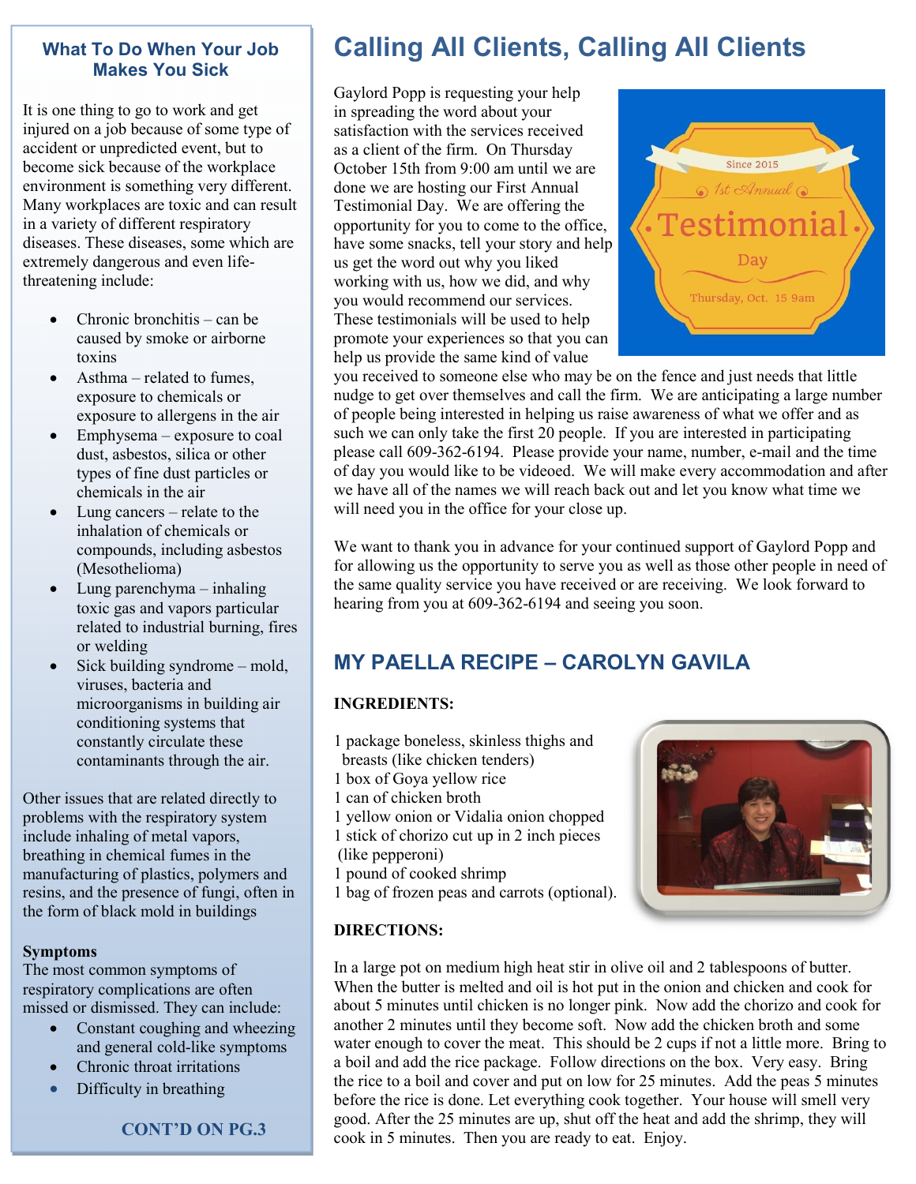## What To Do When Your Job Makes You Sick

It is one thing to go to work and get injured on a job because of some type of accident or unpredicted event, but to become sick because of the workplace environment is something very different. Many workplaces are toxic and can result in a variety of different respiratory diseases. These diseases, some which are extremely dangerous and even life-threatening include:

- Chronic bronchitis – can be caused by smoke or airborne toxins
- Asthma – related to fumes, exposure to chemicals or exposure to allergens in the air
- Emphysema – exposure to coal dust, asbestos, silica or other types of fine dust particles or chemicals in the air
- Lung cancers – relate to the inhalation of chemicals or compounds, including asbestos (Mesothelioma)
- Lung parenchyma – inhaling toxic gas and vapors particular related to industrial burning, fires or welding
- Sick building syndrome – mold, viruses, bacteria and microorganisms in building air conditioning systems that constantly circulate these contaminants through the air.

Other issues that are related directly to problems with the respiratory system include inhaling of metal vapors, breathing in chemical fumes in the manufacturing of plastics, polymers and resins, and the presence of fungi, often in the form of black mold in buildings

**Symptoms**

The most common symptoms of respiratory complications are often missed or dismissed. They can include:

- Constant coughing and wheezing and general cold-like symptoms
- Chronic throat irritations
- Difficulty in breathing

**CONT'D ON PG.3**

# Calling All Clients, Calling All Clients

Gaylord Popp is requesting your help in spreading the word about your satisfaction with the services received as a client of the firm. On Thursday October 15th from 9:00 am until we are done we are hosting our First Annual Testimonial Day. We are offering the opportunity for you to come to the office, have some snacks, tell your story and help us get the word out why you liked working with us, how we did, and why you would recommend our services. These testimonials will be used to help promote your experiences so that you can help us provide the same kind of value you received to someone else who may be on the fence and just needs that little nudge to get over themselves and call the firm. We are anticipating a large number of people being interested in helping us raise awareness of what we offer and as such we can only take the first 20 people. If you are interested in participating please call 609-362-6194. Please provide your name, number, e-mail and the time of day you would like to be videoed. We will make every accommodation and after we have all of the names we will reach back out and let you know what time we will need you in the office for your close up.

We want to thank you in advance for your continued support of Gaylord Popp and for allowing us the opportunity to serve you as well as those other people in need of the same quality service you have received or are receiving. We look forward to hearing from you at 609-362-6194 and seeing you soon.

## MY PAELLA RECIPE – CAROLYN GAVILA

**INGREDIENTS:**

1 package boneless, skinless thighs and breasts (like chicken tenders)
1 box of Goya yellow rice
1 can of chicken broth
1 yellow onion or Vidalia onion chopped
1 stick of chorizo cut up in 2 inch pieces (like pepperoni)
1 pound of cooked shrimp
1 bag of frozen peas and carrots (optional).

**DIRECTIONS:**

In a large pot on medium high heat stir in olive oil and 2 tablespoons of butter. When the butter is melted and oil is hot put in the onion and chicken and cook for about 5 minutes until chicken is no longer pink. Now add the chorizo and cook for another 2 minutes until they become soft. Now add the chicken broth and some water enough to cover the meat. This should be 2 cups if not a little more. Bring to a boil and add the rice package. Follow directions on the box. Very easy. Bring the rice to a boil and cover and put on low for 25 minutes. Add the peas 5 minutes before the rice is done. Let everything cook together. Your house will smell very good. After the 25 minutes are up, shut off the heat and add the shrimp, they will cook in 5 minutes. Then you are ready to eat. Enjoy.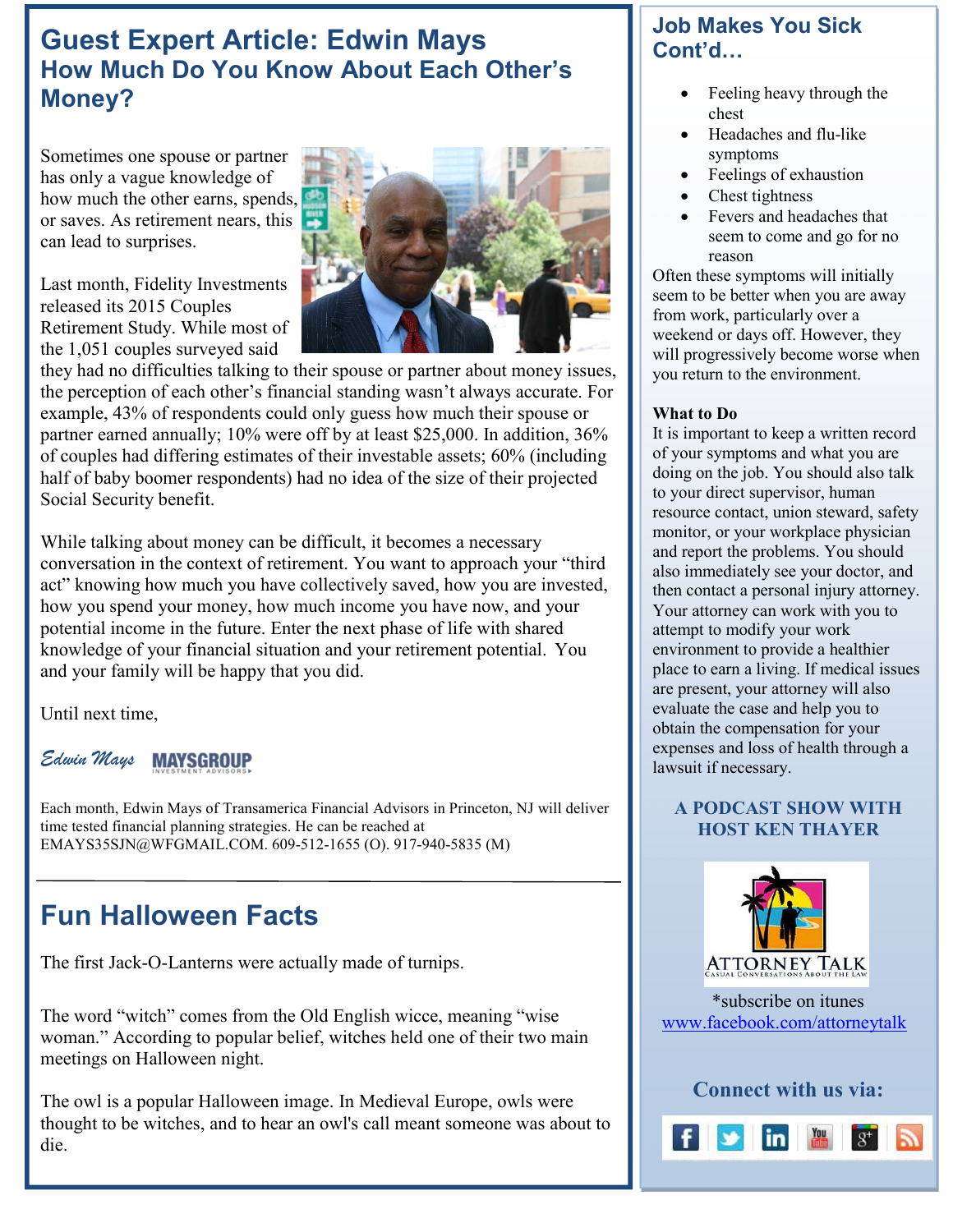# Guest Expert Article: Edwin Mays

## How Much Do You Know About Each Other's Money?

Sometimes one spouse or partner has only a vague knowledge of how much the other earns, spends, or saves. As retirement nears, this can lead to surprises.

Last month, Fidelity Investments released its 2015 Couples Retirement Study. While most of the 1,051 couples surveyed said they had no difficulties talking to their spouse or partner about money issues, the perception of each other's financial standing wasn't always accurate. For example, 43% of respondents could only guess how much their spouse or partner earned annually; 10% were off by at least $25,000. In addition, 36% of couples had differing estimates of their investable assets; 60% (including half of baby boomer respondents) had no idea of the size of their projected Social Security benefit.

While talking about money can be difficult, it becomes a necessary conversation in the context of retirement. You want to approach your "third act" knowing how much you have collectively saved, how you are invested, how you spend your money, how much income you have now, and your potential income in the future. Enter the next phase of life with shared knowledge of your financial situation and your retirement potential. You and your family will be happy that you did.

Until next time,

*Edwin Mays* MAYSGROUP INVESTMENT ADVISORS

Each month, Edwin Mays of Transamerica Financial Advisors in Princeton, NJ will deliver time tested financial planning strategies. He can be reached at EMAYS35SJN@WFGMAIL.COM. 609-512-1655 (O). 917-940-5835 (M)

---

# Fun Halloween Facts

The first Jack-O-Lanterns were actually made of turnips.

The word "witch" comes from the Old English wicce, meaning "wise woman." According to popular belief, witches held one of their two main meetings on Halloween night.

The owl is a popular Halloween image. In Medieval Europe, owls were thought to be witches, and to hear an owl's call meant someone was about to die.

## Job Makes You Sick Cont'd…

- Feeling heavy through the chest
- Headaches and flu-like symptoms
- Feelings of exhaustion
- Chest tightness
- Fevers and headaches that seem to come and go for no reason

Often these symptoms will initially seem to be better when you are away from work, particularly over a weekend or days off. However, they will progressively become worse when you return to the environment.

**What to Do**

It is important to keep a written record of your symptoms and what you are doing on the job. You should also talk to your direct supervisor, human resource contact, union steward, safety monitor, or your workplace physician and report the problems. You should also immediately see your doctor, and then contact a personal injury attorney. Your attorney can work with you to attempt to modify your work environment to provide a healthier place to earn a living. If medical issues are present, your attorney will also evaluate the case and help you to obtain the compensation for your expenses and loss of health through a lawsuit if necessary.

**A PODCAST SHOW WITH HOST KEN THAYER**

ATTORNEY TALK
CASUAL CONVERSATIONS ABOUT THE LAW

*subscribe on itunes
www.facebook.com/attorneytalk

**Connect with us via:**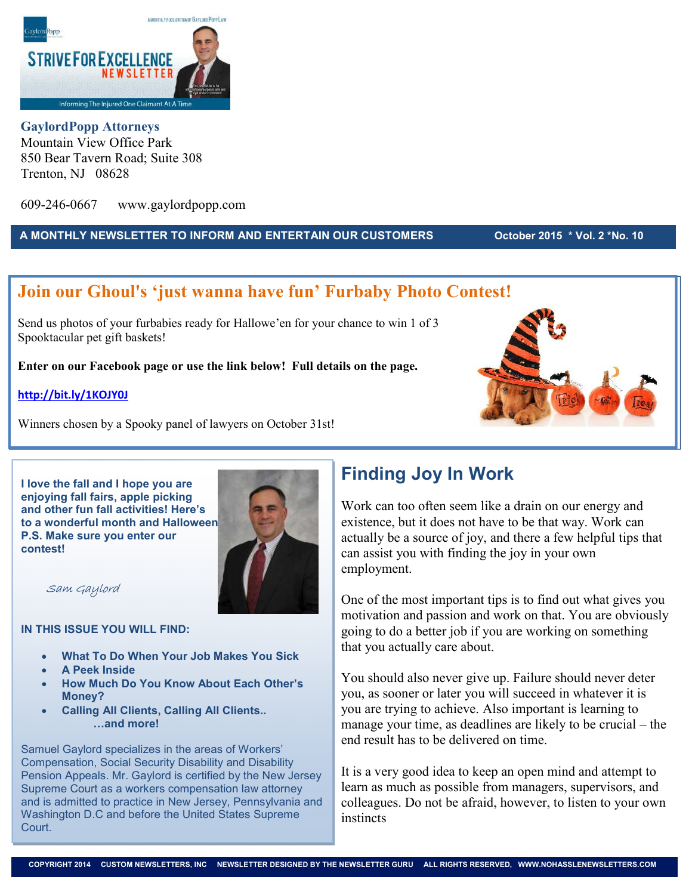**GaylordPopp Attorneys**
Mountain View Office Park
850 Bear Tavern Road; Suite 308
Trenton, NJ 08628

609-246-0667 www.gaylordpopp.com

**A MONTHLY NEWSLETTER TO INFORM AND ENTERTAIN OUR CUSTOMERS** — **October 2015 * Vol. 2 *No. 10**

## Join our Ghoul's 'just wanna have fun' Furbaby Photo Contest!

Send us photos of your furbabies ready for Hallowe'en for your chance to win 1 of 3 Spooktacular pet gift baskets!

**Enter on our Facebook page or use the link below! Full details on the page.**

http://bit.ly/1KOJY0J

Winners chosen by a Spooky panel of lawyers on October 31st!

**I love the fall and I hope you are enjoying fall fairs, apple picking and other fun fall activities! Here's to a wonderful month and Halloween P.S. Make sure you enter our contest!**

*Sam Gaylord*

**IN THIS ISSUE YOU WILL FIND:**

- **What To Do When Your Job Makes You Sick**
- **A Peek Inside**
- **How Much Do You Know About Each Other's Money?**
- **Calling All Clients, Calling All Clients..**

**…and more!**

Samuel Gaylord specializes in the areas of Workers' Compensation, Social Security Disability and Disability Pension Appeals. Mr. Gaylord is certified by the New Jersey Supreme Court as a workers compensation law attorney and is admitted to practice in New Jersey, Pennsylvania and Washington D.C and before the United States Supreme Court.

## Finding Joy In Work

Work can too often seem like a drain on our energy and existence, but it does not have to be that way. Work can actually be a source of joy, and there a few helpful tips that can assist you with finding the joy in your own employment.

One of the most important tips is to find out what gives you motivation and passion and work on that. You are obviously going to do a better job if you are working on something that you actually care about.

You should also never give up. Failure should never deter you, as sooner or later you will succeed in whatever it is you are trying to achieve. Also important is learning to manage your time, as deadlines are likely to be crucial – the end result has to be delivered on time.

It is a very good idea to keep an open mind and attempt to learn as much as possible from managers, supervisors, and colleagues. Do not be afraid, however, to listen to your own instincts